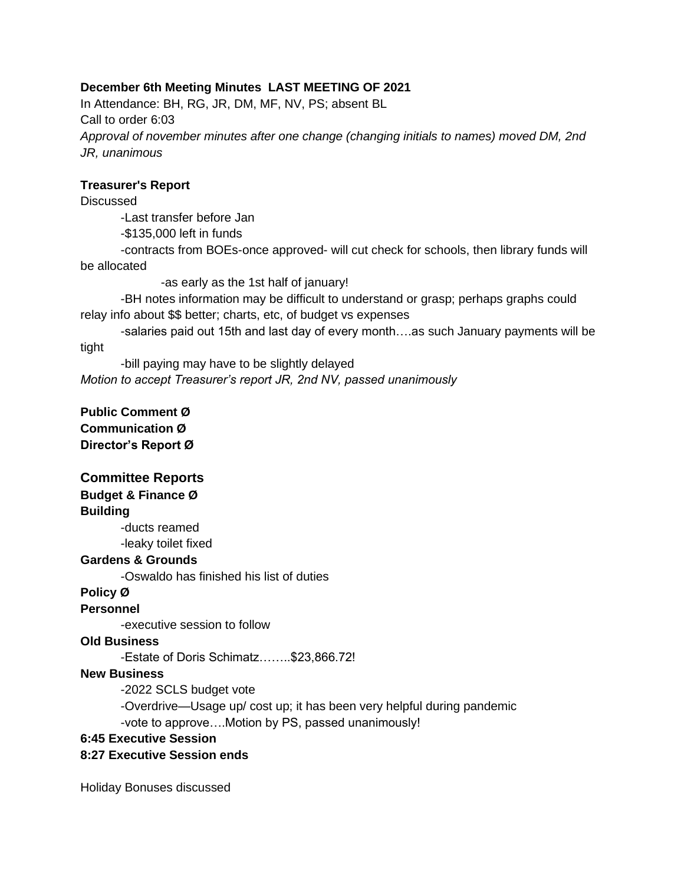**December 6th Meeting Minutes  LAST MEETING OF 2021**

In Attendance: BH, RG, JR, DM, MF, NV, PS; absent BL

Call to order 6:03

*Approval of november minutes after one change (changing initials to names) moved DM, 2nd JR, unanimous*

**Treasurer's Report**

Discussed

- Last transfer before Jan
- $135,000 left in funds
- contracts from BOEs-once approved- will cut check for schools, then library funds will be allocated
    - as early as the 1st half of january!
- BH notes information may be difficult to understand or grasp; perhaps graphs could relay info about $$ better; charts, etc, of budget vs expenses
- salaries paid out 15th and last day of every month….as such January payments will be tight
- bill paying may have to be slightly delayed

*Motion to accept Treasurer's report JR, 2nd NV, passed unanimously*

**Public Comment Ø**

**Communication Ø**

**Director's Report Ø**

## Committee Reports

**Budget & Finance Ø**

**Building**

- ducts reamed
- leaky toilet fixed

**Gardens & Grounds**

- Oswaldo has finished his list of duties

**Policy Ø**

**Personnel**

- executive session to follow

**Old Business**

- Estate of Doris Schimatz……..$23,866.72!

**New Business**

- 2022 SCLS budget vote
- Overdrive—Usage up/ cost up; it has been very helpful during pandemic
- vote to approve….Motion by PS, passed unanimously!

**6:45 Executive Session**

**8:27 Executive Session ends**

Holiday Bonuses discussed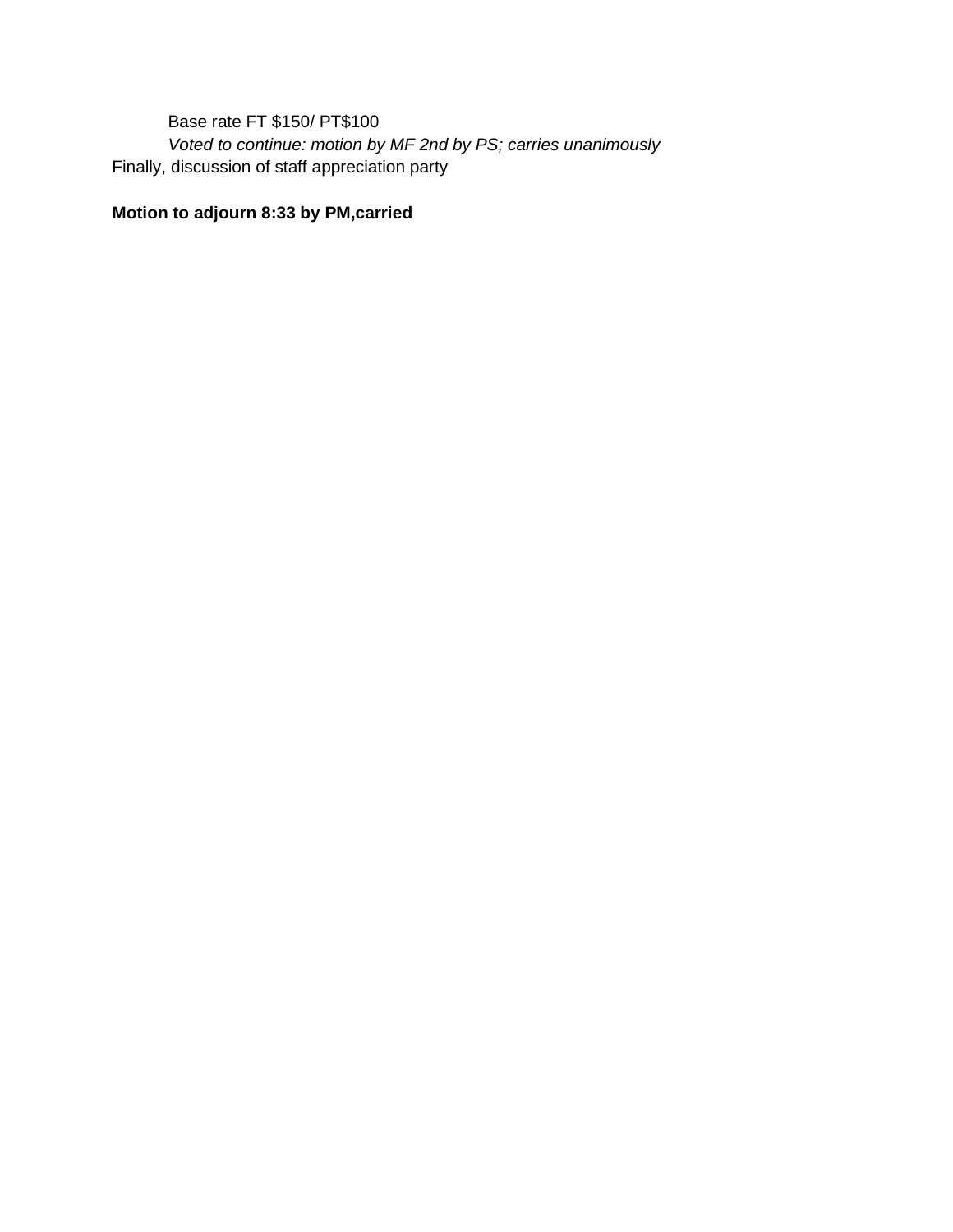Base rate FT $150/ PT$100

*Voted to continue: motion by MF 2nd by PS; carries unanimously*

Finally, discussion of staff appreciation party

**Motion to adjourn 8:33 by PM,carried**